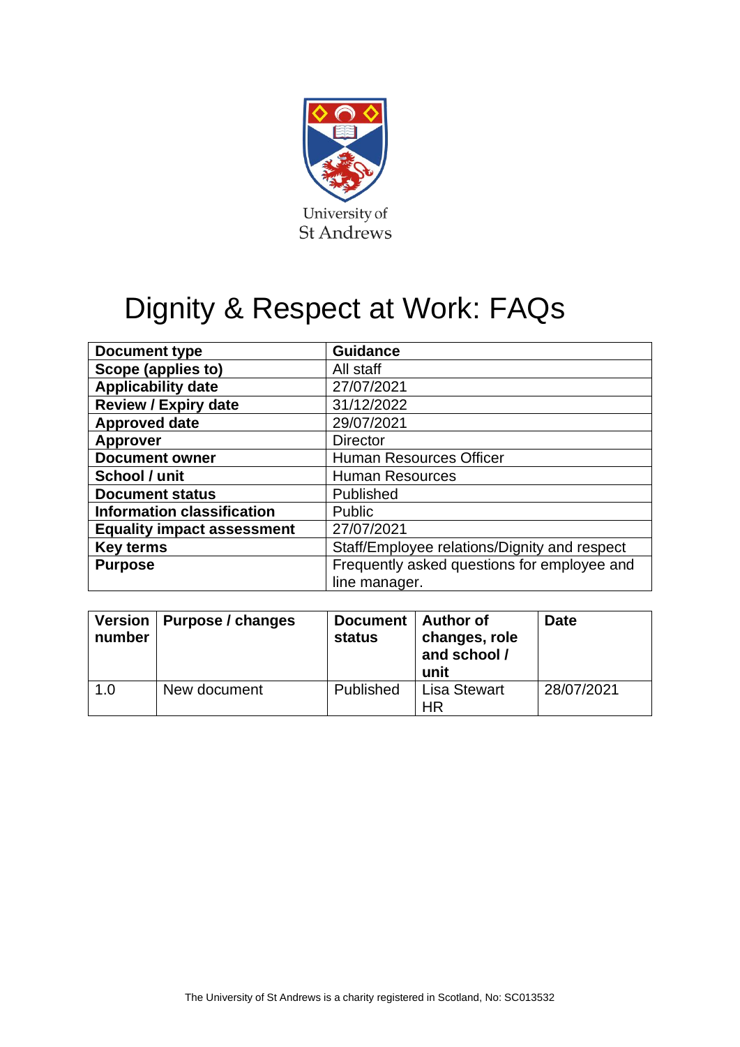University of St Andrews

# Dignity & Respect at Work: FAQs

| Document type | Guidance |
|---|---|
| Scope (applies to) | All staff |
| Applicability date | 27/07/2021 |
| Review / Expiry date | 31/12/2022 |
| Approved date | 29/07/2021 |
| Approver | Director |
| Document owner | Human Resources Officer |
| School / unit | Human Resources |
| Document status | Published |
| Information classification | Public |
| Equality impact assessment | 27/07/2021 |
| Key terms | Staff/Employee relations/Dignity and respect |
| Purpose | Frequently asked questions for employee and line manager. |

| Version number | Purpose / changes | Document status | Author of changes, role and school / unit | Date |
|---|---|---|---|---|
| 1.0 | New document | Published | Lisa Stewart HR | 28/07/2021 |

The University of St Andrews is a charity registered in Scotland, No: SC013532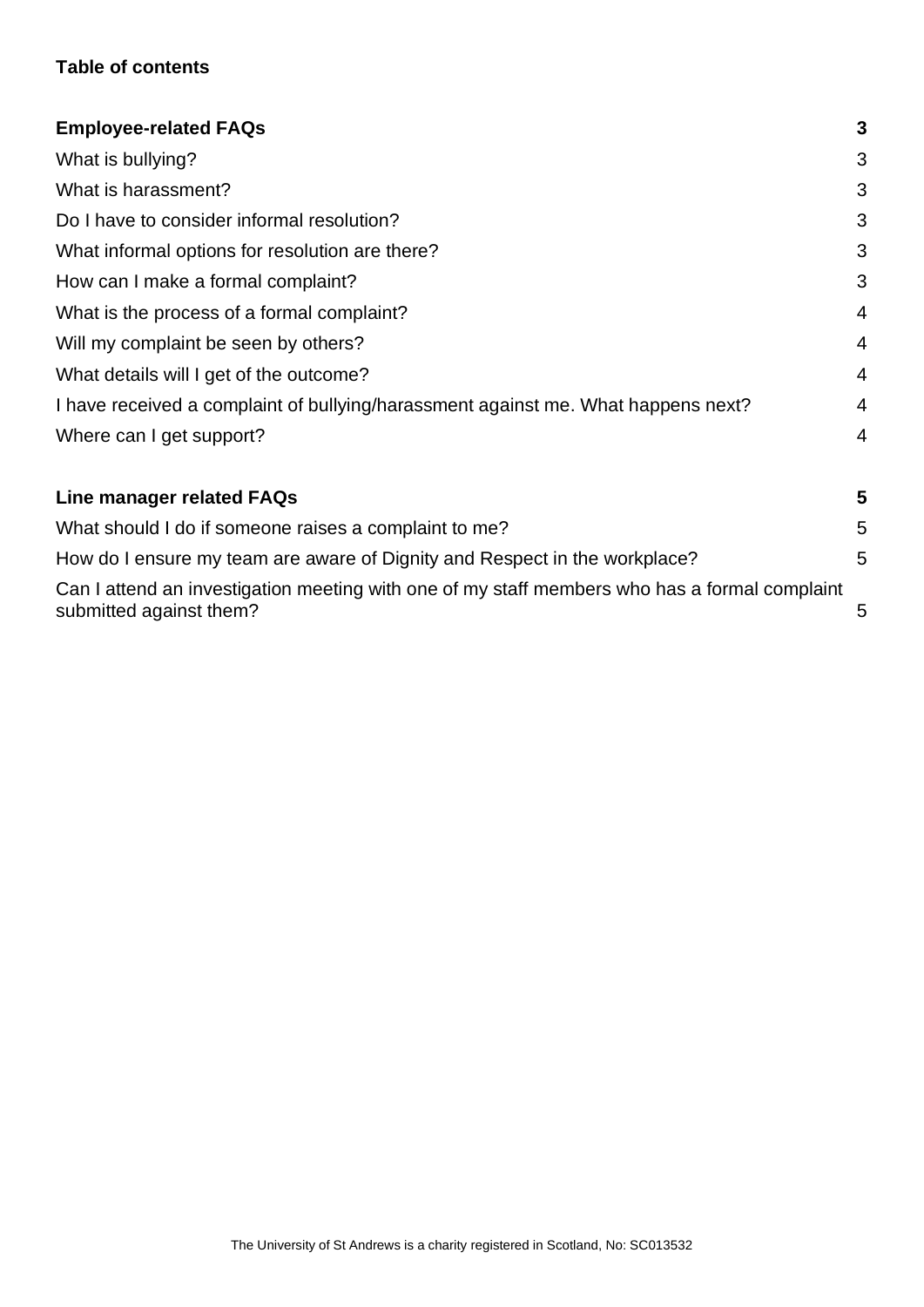**Table of contents**

| | |
|---|---|
| **Employee-related FAQs** | **3** |
| What is bullying? | 3 |
| What is harassment? | 3 |
| Do I have to consider informal resolution? | 3 |
| What informal options for resolution are there? | 3 |
| How can I make a formal complaint? | 3 |
| What is the process of a formal complaint? | 4 |
| Will my complaint be seen by others? | 4 |
| What details will I get of the outcome? | 4 |
| I have received a complaint of bullying/harassment against me. What happens next? | 4 |
| Where can I get support? | 4 |
| **Line manager related FAQs** | **5** |
| What should I do if someone raises a complaint to me? | 5 |
| How do I ensure my team are aware of Dignity and Respect in the workplace? | 5 |
| Can I attend an investigation meeting with one of my staff members who has a formal complaint submitted against them? | 5 |

The University of St Andrews is a charity registered in Scotland, No: SC013532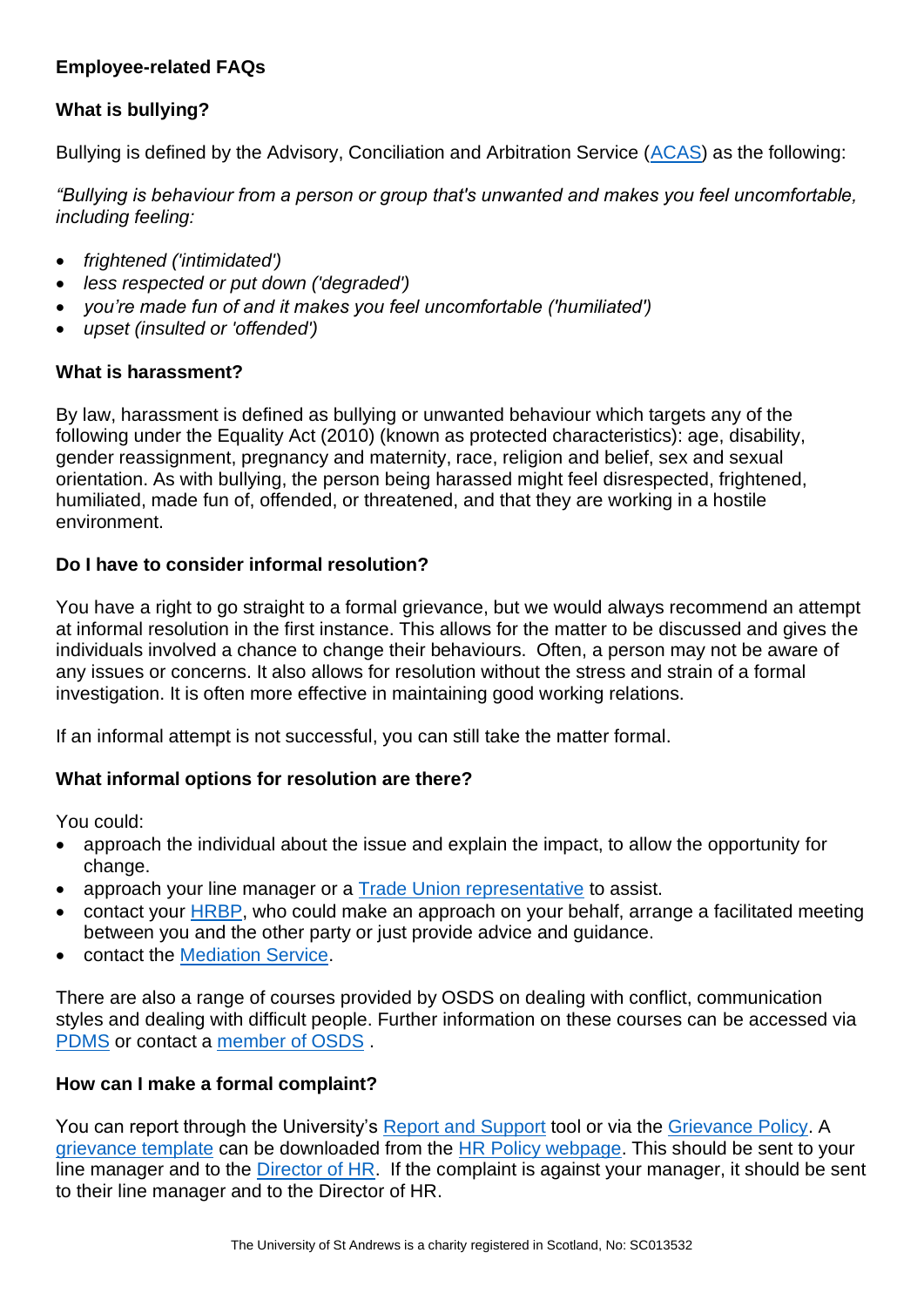**Employee-related FAQs**

**What is bullying?**

Bullying is defined by the Advisory, Conciliation and Arbitration Service (ACAS) as the following:

*"Bullying is behaviour from a person or group that's unwanted and makes you feel uncomfortable, including feeling:*

- *frightened ('intimidated')*
- *less respected or put down ('degraded')*
- *you're made fun of and it makes you feel uncomfortable ('humiliated')*
- *upset (insulted or 'offended')*

**What is harassment?**

By law, harassment is defined as bullying or unwanted behaviour which targets any of the following under the Equality Act (2010) (known as protected characteristics): age, disability, gender reassignment, pregnancy and maternity, race, religion and belief, sex and sexual orientation. As with bullying, the person being harassed might feel disrespected, frightened, humiliated, made fun of, offended, or threatened, and that they are working in a hostile environment.

**Do I have to consider informal resolution?**

You have a right to go straight to a formal grievance, but we would always recommend an attempt at informal resolution in the first instance. This allows for the matter to be discussed and gives the individuals involved a chance to change their behaviours. Often, a person may not be aware of any issues or concerns. It also allows for resolution without the stress and strain of a formal investigation. It is often more effective in maintaining good working relations.

If an informal attempt is not successful, you can still take the matter formal.

**What informal options for resolution are there?**

You could:

- approach the individual about the issue and explain the impact, to allow the opportunity for change.
- approach your line manager or a Trade Union representative to assist.
- contact your HRBP, who could make an approach on your behalf, arrange a facilitated meeting between you and the other party or just provide advice and guidance.
- contact the Mediation Service.

There are also a range of courses provided by OSDS on dealing with conflict, communication styles and dealing with difficult people. Further information on these courses can be accessed via PDMS or contact a member of OSDS .

**How can I make a formal complaint?**

You can report through the University's Report and Support tool or via the Grievance Policy. A grievance template can be downloaded from the HR Policy webpage. This should be sent to your line manager and to the Director of HR. If the complaint is against your manager, it should be sent to their line manager and to the Director of HR.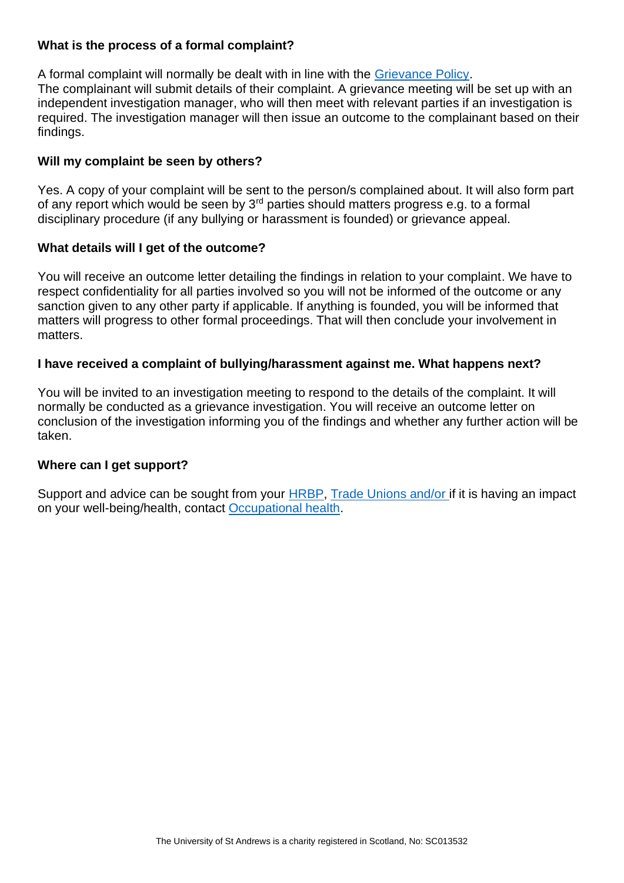**What is the process of a formal complaint?**

A formal complaint will normally be dealt with in line with the [Grievance Policy](Grievance Policy).
The complainant will submit details of their complaint. A grievance meeting will be set up with an independent investigation manager, who will then meet with relevant parties if an investigation is required. The investigation manager will then issue an outcome to the complainant based on their findings.

**Will my complaint be seen by others?**

Yes. A copy of your complaint will be sent to the person/s complained about. It will also form part of any report which would be seen by 3rd parties should matters progress e.g. to a formal disciplinary procedure (if any bullying or harassment is founded) or grievance appeal.

**What details will I get of the outcome?**

You will receive an outcome letter detailing the findings in relation to your complaint. We have to respect confidentiality for all parties involved so you will not be informed of the outcome or any sanction given to any other party if applicable. If anything is founded, you will be informed that matters will progress to other formal proceedings. That will then conclude your involvement in matters.

**I have received a complaint of bullying/harassment against me. What happens next?**

You will be invited to an investigation meeting to respond to the details of the complaint. It will normally be conducted as a grievance investigation. You will receive an outcome letter on conclusion of the investigation informing you of the findings and whether any further action will be taken.

**Where can I get support?**

Support and advice can be sought from your HRBP, Trade Unions and/or if it is having an impact on your well-being/health, contact Occupational health.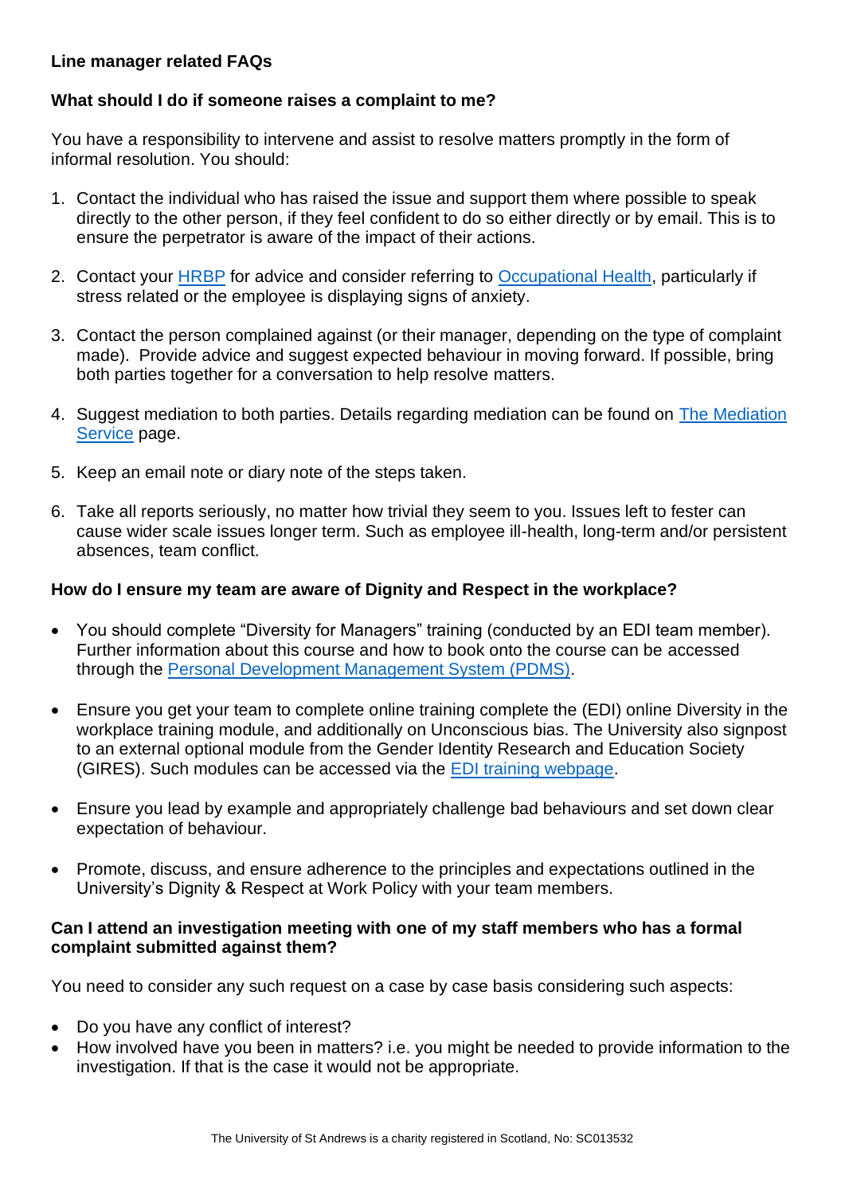**Line manager related FAQs**

**What should I do if someone raises a complaint to me?**

You have a responsibility to intervene and assist to resolve matters promptly in the form of informal resolution. You should:

1. Contact the individual who has raised the issue and support them where possible to speak directly to the other person, if they feel confident to do so either directly or by email. This is to ensure the perpetrator is aware of the impact of their actions.
2. Contact your HRBP for advice and consider referring to Occupational Health, particularly if stress related or the employee is displaying signs of anxiety.
3. Contact the person complained against (or their manager, depending on the type of complaint made). Provide advice and suggest expected behaviour in moving forward. If possible, bring both parties together for a conversation to help resolve matters.
4. Suggest mediation to both parties. Details regarding mediation can be found on The Mediation Service page.
5. Keep an email note or diary note of the steps taken.
6. Take all reports seriously, no matter how trivial they seem to you. Issues left to fester can cause wider scale issues longer term. Such as employee ill-health, long-term and/or persistent absences, team conflict.

**How do I ensure my team are aware of Dignity and Respect in the workplace?**

- You should complete "Diversity for Managers" training (conducted by an EDI team member). Further information about this course and how to book onto the course can be accessed through the Personal Development Management System (PDMS).
- Ensure you get your team to complete online training complete the (EDI) online Diversity in the workplace training module, and additionally on Unconscious bias. The University also signpost to an external optional module from the Gender Identity Research and Education Society (GIRES). Such modules can be accessed via the EDI training webpage.
- Ensure you lead by example and appropriately challenge bad behaviours and set down clear expectation of behaviour.
- Promote, discuss, and ensure adherence to the principles and expectations outlined in the University's Dignity & Respect at Work Policy with your team members.

**Can I attend an investigation meeting with one of my staff members who has a formal complaint submitted against them?**

You need to consider any such request on a case by case basis considering such aspects:

- Do you have any conflict of interest?
- How involved have you been in matters? i.e. you might be needed to provide information to the investigation. If that is the case it would not be appropriate.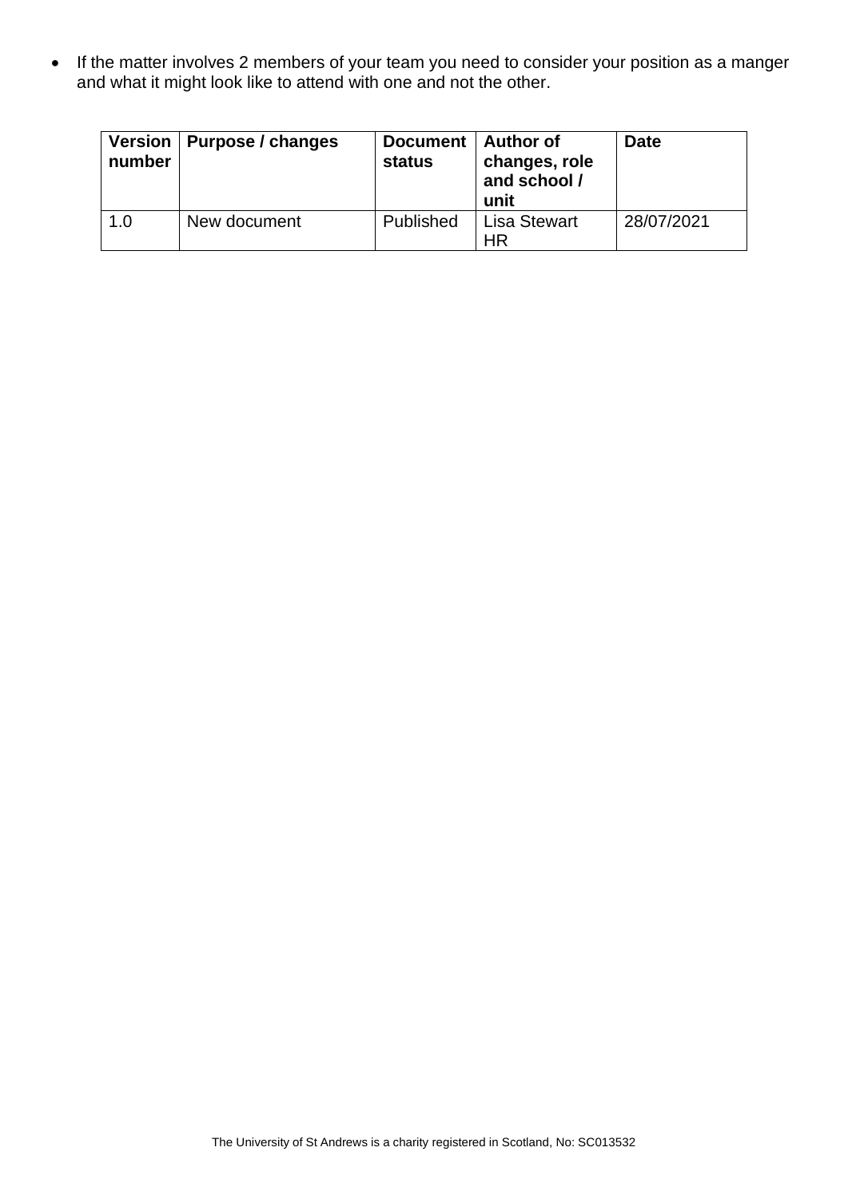- If the matter involves 2 members of your team you need to consider your position as a manger and what it might look like to attend with one and not the other.

| Version number | Purpose / changes | Document status | Author of changes, role and school / unit | Date |
|---|---|---|---|---|
| 1.0 | New document | Published | Lisa Stewart HR | 28/07/2021 |

The University of St Andrews is a charity registered in Scotland, No: SC013532